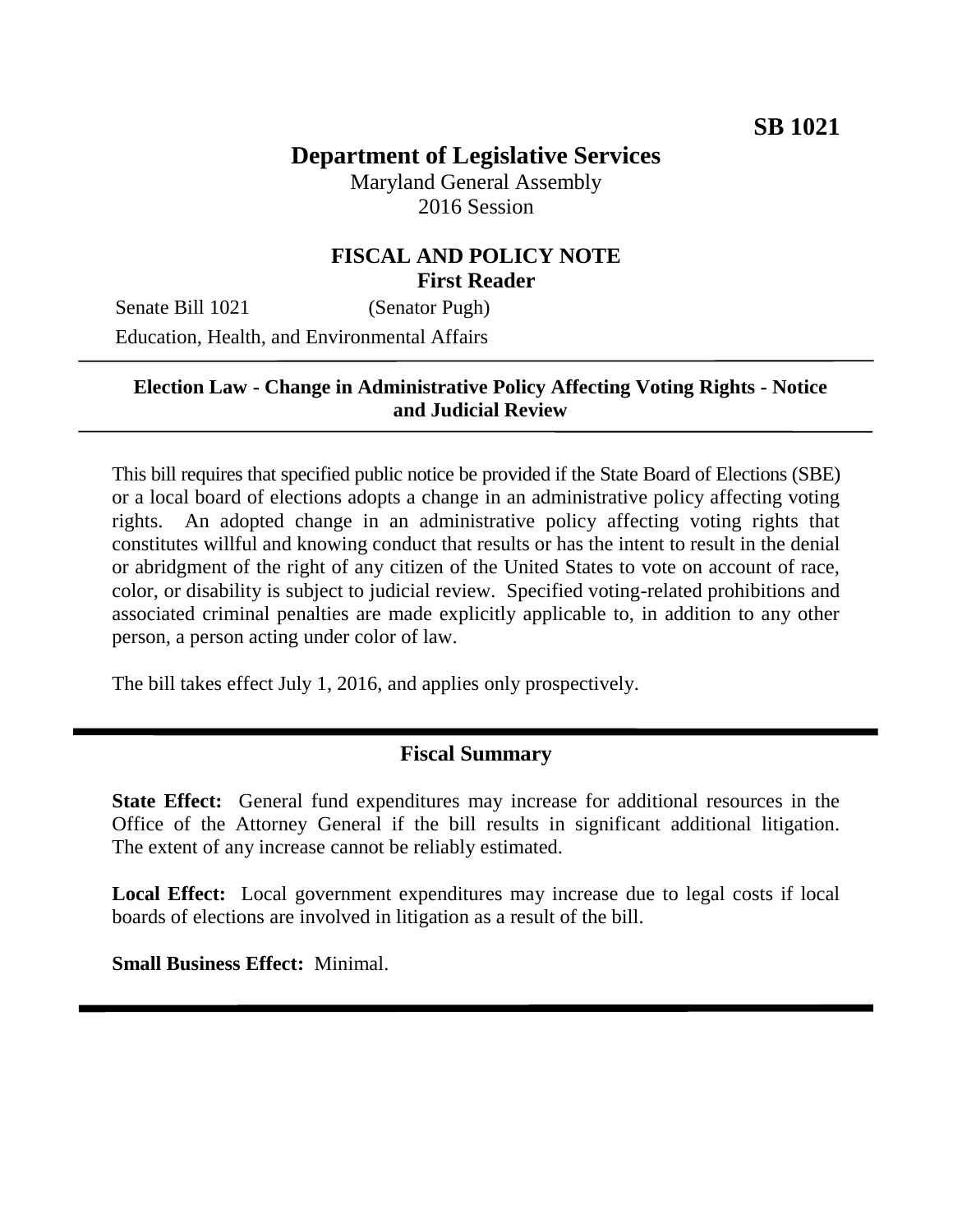**SB 1021**

# Department of Legislative Services

Maryland General Assembly
2016 Session

## FISCAL AND POLICY NOTE
**First Reader**

Senate Bill 1021 (Senator Pugh)
Education, Health, and Environmental Affairs

---

**Election Law - Change in Administrative Policy Affecting Voting Rights - Notice and Judicial Review**

---

This bill requires that specified public notice be provided if the State Board of Elections (SBE) or a local board of elections adopts a change in an administrative policy affecting voting rights. An adopted change in an administrative policy affecting voting rights that constitutes willful and knowing conduct that results or has the intent to result in the denial or abridgment of the right of any citizen of the United States to vote on account of race, color, or disability is subject to judicial review. Specified voting-related prohibitions and associated criminal penalties are made explicitly applicable to, in addition to any other person, a person acting under color of law.

The bill takes effect July 1, 2016, and applies only prospectively.

---

## Fiscal Summary

**State Effect:** General fund expenditures may increase for additional resources in the Office of the Attorney General if the bill results in significant additional litigation. The extent of any increase cannot be reliably estimated.

**Local Effect:** Local government expenditures may increase due to legal costs if local boards of elections are involved in litigation as a result of the bill.

**Small Business Effect:** Minimal.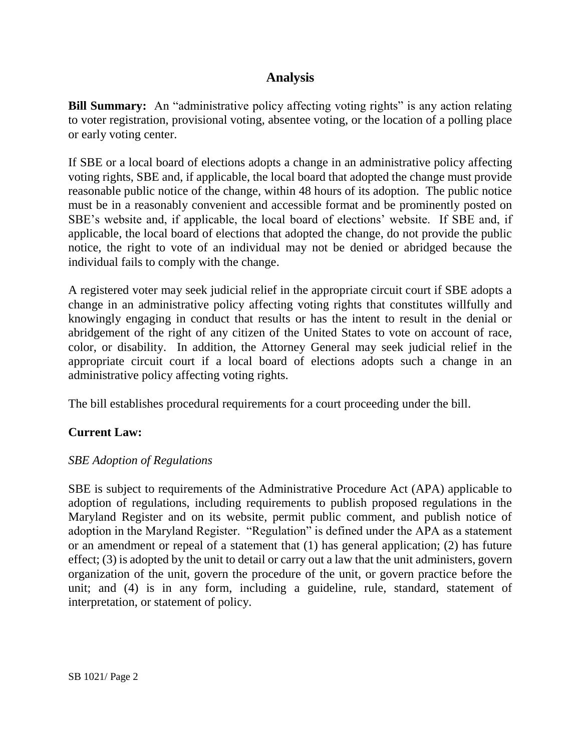## Analysis

**Bill Summary:** An "administrative policy affecting voting rights" is any action relating to voter registration, provisional voting, absentee voting, or the location of a polling place or early voting center.

If SBE or a local board of elections adopts a change in an administrative policy affecting voting rights, SBE and, if applicable, the local board that adopted the change must provide reasonable public notice of the change, within 48 hours of its adoption. The public notice must be in a reasonably convenient and accessible format and be prominently posted on SBE's website and, if applicable, the local board of elections' website. If SBE and, if applicable, the local board of elections that adopted the change, do not provide the public notice, the right to vote of an individual may not be denied or abridged because the individual fails to comply with the change.

A registered voter may seek judicial relief in the appropriate circuit court if SBE adopts a change in an administrative policy affecting voting rights that constitutes willfully and knowingly engaging in conduct that results or has the intent to result in the denial or abridgement of the right of any citizen of the United States to vote on account of race, color, or disability. In addition, the Attorney General may seek judicial relief in the appropriate circuit court if a local board of elections adopts such a change in an administrative policy affecting voting rights.

The bill establishes procedural requirements for a court proceeding under the bill.

**Current Law:**

*SBE Adoption of Regulations*

SBE is subject to requirements of the Administrative Procedure Act (APA) applicable to adoption of regulations, including requirements to publish proposed regulations in the Maryland Register and on its website, permit public comment, and publish notice of adoption in the Maryland Register. "Regulation" is defined under the APA as a statement or an amendment or repeal of a statement that (1) has general application; (2) has future effect; (3) is adopted by the unit to detail or carry out a law that the unit administers, govern organization of the unit, govern the procedure of the unit, or govern practice before the unit; and (4) is in any form, including a guideline, rule, standard, statement of interpretation, or statement of policy.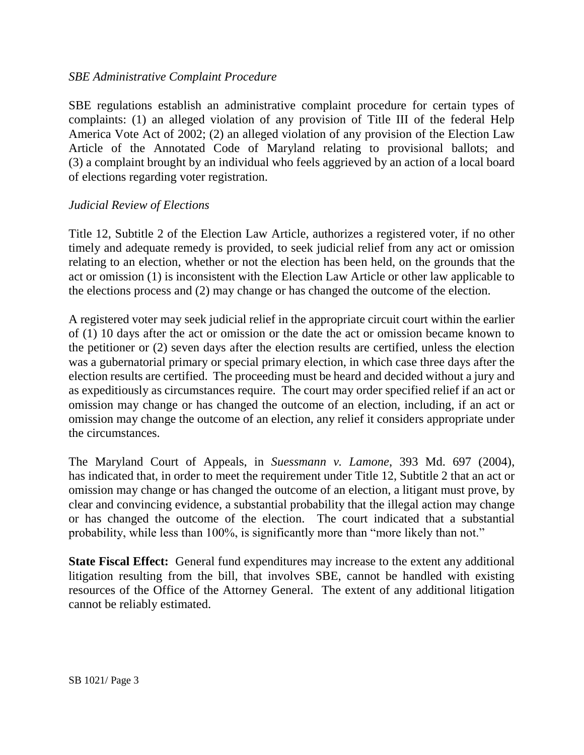*SBE Administrative Complaint Procedure*

SBE regulations establish an administrative complaint procedure for certain types of complaints: (1) an alleged violation of any provision of Title III of the federal Help America Vote Act of 2002; (2) an alleged violation of any provision of the Election Law Article of the Annotated Code of Maryland relating to provisional ballots; and (3) a complaint brought by an individual who feels aggrieved by an action of a local board of elections regarding voter registration.

*Judicial Review of Elections*

Title 12, Subtitle 2 of the Election Law Article, authorizes a registered voter, if no other timely and adequate remedy is provided, to seek judicial relief from any act or omission relating to an election, whether or not the election has been held, on the grounds that the act or omission (1) is inconsistent with the Election Law Article or other law applicable to the elections process and (2) may change or has changed the outcome of the election.

A registered voter may seek judicial relief in the appropriate circuit court within the earlier of (1) 10 days after the act or omission or the date the act or omission became known to the petitioner or (2) seven days after the election results are certified, unless the election was a gubernatorial primary or special primary election, in which case three days after the election results are certified. The proceeding must be heard and decided without a jury and as expeditiously as circumstances require. The court may order specified relief if an act or omission may change or has changed the outcome of an election, including, if an act or omission may change the outcome of an election, any relief it considers appropriate under the circumstances.

The Maryland Court of Appeals, in *Suessmann v. Lamone*, 393 Md. 697 (2004), has indicated that, in order to meet the requirement under Title 12, Subtitle 2 that an act or omission may change or has changed the outcome of an election, a litigant must prove, by clear and convincing evidence, a substantial probability that the illegal action may change or has changed the outcome of the election. The court indicated that a substantial probability, while less than 100%, is significantly more than "more likely than not."

**State Fiscal Effect:** General fund expenditures may increase to the extent any additional litigation resulting from the bill, that involves SBE, cannot be handled with existing resources of the Office of the Attorney General. The extent of any additional litigation cannot be reliably estimated.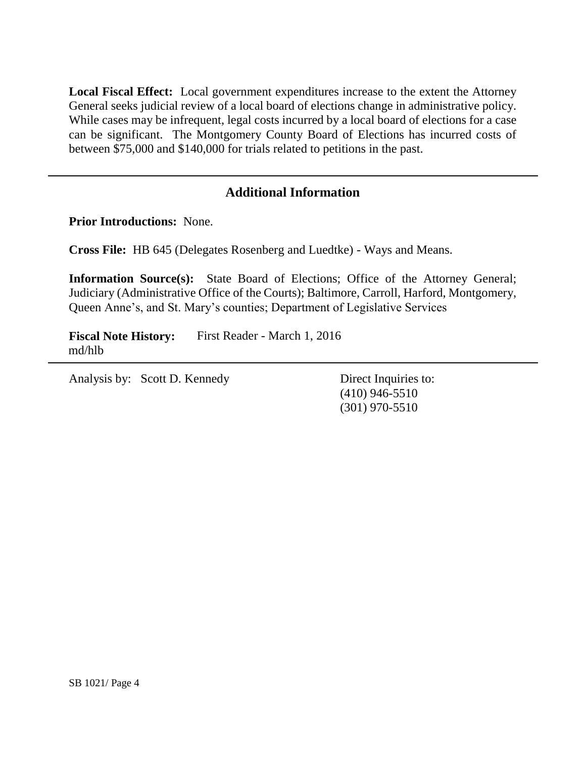**Local Fiscal Effect:** Local government expenditures increase to the extent the Attorney General seeks judicial review of a local board of elections change in administrative policy. While cases may be infrequent, legal costs incurred by a local board of elections for a case can be significant. The Montgomery County Board of Elections has incurred costs of between $75,000 and $140,000 for trials related to petitions in the past.

---

## Additional Information

**Prior Introductions:** None.

**Cross File:** HB 645 (Delegates Rosenberg and Luedtke) - Ways and Means.

**Information Source(s):** State Board of Elections; Office of the Attorney General; Judiciary (Administrative Office of the Courts); Baltimore, Carroll, Harford, Montgomery, Queen Anne's, and St. Mary's counties; Department of Legislative Services

**Fiscal Note History:** First Reader - March 1, 2016
md/hlb

---

Analysis by: Scott D. Kennedy

Direct Inquiries to:
(410) 946-5510
(301) 970-5510